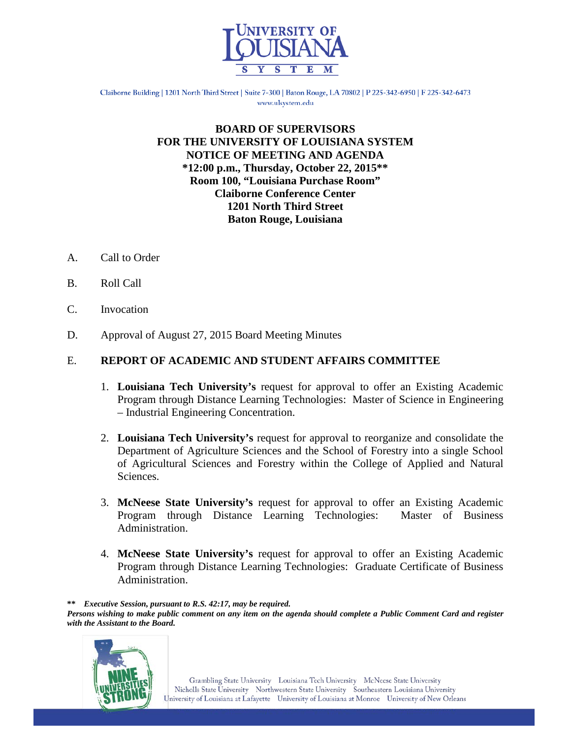Claiborne Building | 1201 North Third Street | Suite 7-300 | Baton Rouge, LA 70802 | P 225-342-6950 | F 225-342-6473
www.ulsystem.edu

**BOARD OF SUPERVISORS**
**FOR THE UNIVERSITY OF LOUISIANA SYSTEM**
**NOTICE OF MEETING AND AGENDA**
**\*12:00 p.m., Thursday, October 22, 2015\*\***
**Room 100, "Louisiana Purchase Room"**
**Claiborne Conference Center**
**1201 North Third Street**
**Baton Rouge, Louisiana**

A. Call to Order

B. Roll Call

C. Invocation

D. Approval of August 27, 2015 Board Meeting Minutes

E. **REPORT OF ACADEMIC AND STUDENT AFFAIRS COMMITTEE**

1. **Louisiana Tech University's** request for approval to offer an Existing Academic Program through Distance Learning Technologies: Master of Science in Engineering – Industrial Engineering Concentration.

2. **Louisiana Tech University's** request for approval to reorganize and consolidate the Department of Agriculture Sciences and the School of Forestry into a single School of Agricultural Sciences and Forestry within the College of Applied and Natural Sciences.

3. **McNeese State University's** request for approval to offer an Existing Academic Program through Distance Learning Technologies: Master of Business Administration.

4. **McNeese State University's** request for approval to offer an Existing Academic Program through Distance Learning Technologies: Graduate Certificate of Business Administration.

**\*\*** ***Executive Session, pursuant to R.S. 42:17, may be required.***
***Persons wishing to make public comment on any item on the agenda should complete a Public Comment Card and register with the Assistant to the Board.***

Grambling State University | Louisiana Tech University | McNeese State University | Nicholls State University | Northwestern State University | Southeastern Louisiana University | University of Louisiana at Lafayette | University of Louisiana at Monroe | University of New Orleans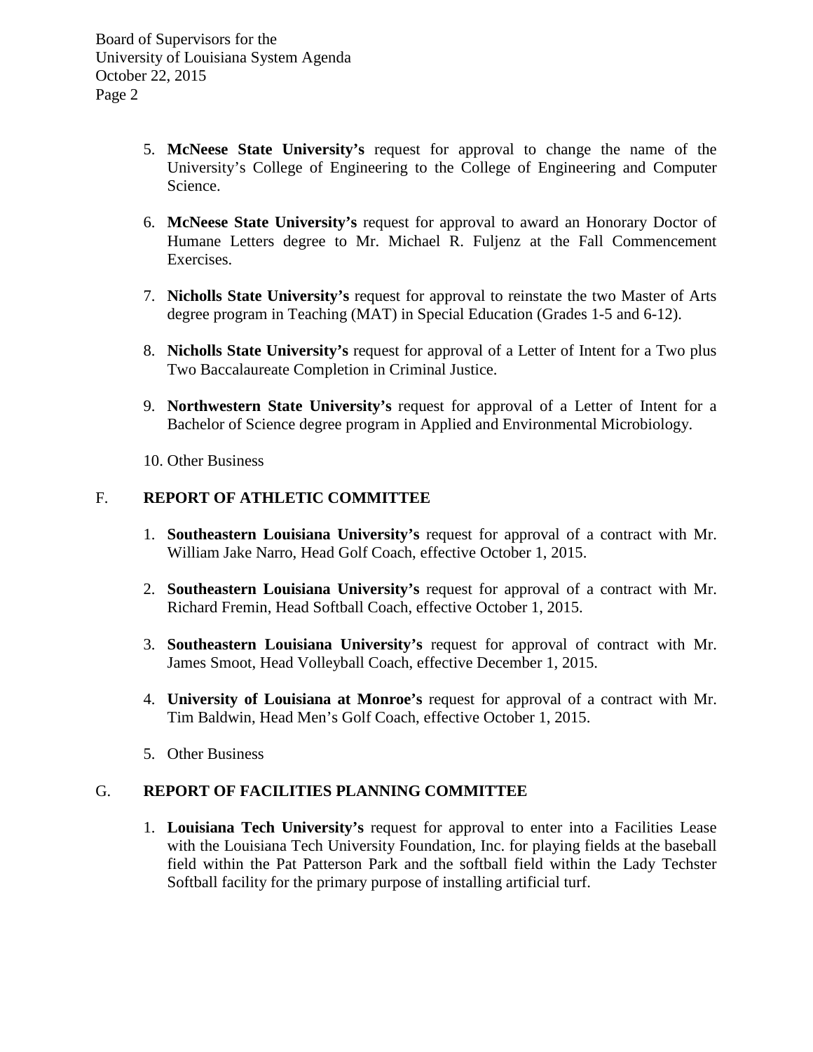5. **McNeese State University's** request for approval to change the name of the University's College of Engineering to the College of Engineering and Computer Science.

6. **McNeese State University's** request for approval to award an Honorary Doctor of Humane Letters degree to Mr. Michael R. Fuljenz at the Fall Commencement Exercises.

7. **Nicholls State University's** request for approval to reinstate the two Master of Arts degree program in Teaching (MAT) in Special Education (Grades 1-5 and 6-12).

8. **Nicholls State University's** request for approval of a Letter of Intent for a Two plus Two Baccalaureate Completion in Criminal Justice.

9. **Northwestern State University's** request for approval of a Letter of Intent for a Bachelor of Science degree program in Applied and Environmental Microbiology.

10. Other Business

## F. REPORT OF ATHLETIC COMMITTEE

1. **Southeastern Louisiana University's** request for approval of a contract with Mr. William Jake Narro, Head Golf Coach, effective October 1, 2015.

2. **Southeastern Louisiana University's** request for approval of a contract with Mr. Richard Fremin, Head Softball Coach, effective October 1, 2015.

3. **Southeastern Louisiana University's** request for approval of contract with Mr. James Smoot, Head Volleyball Coach, effective December 1, 2015.

4. **University of Louisiana at Monroe's** request for approval of a contract with Mr. Tim Baldwin, Head Men's Golf Coach, effective October 1, 2015.

5. Other Business

## G. REPORT OF FACILITIES PLANNING COMMITTEE

1. **Louisiana Tech University's** request for approval to enter into a Facilities Lease with the Louisiana Tech University Foundation, Inc. for playing fields at the baseball field within the Pat Patterson Park and the softball field within the Lady Techster Softball facility for the primary purpose of installing artificial turf.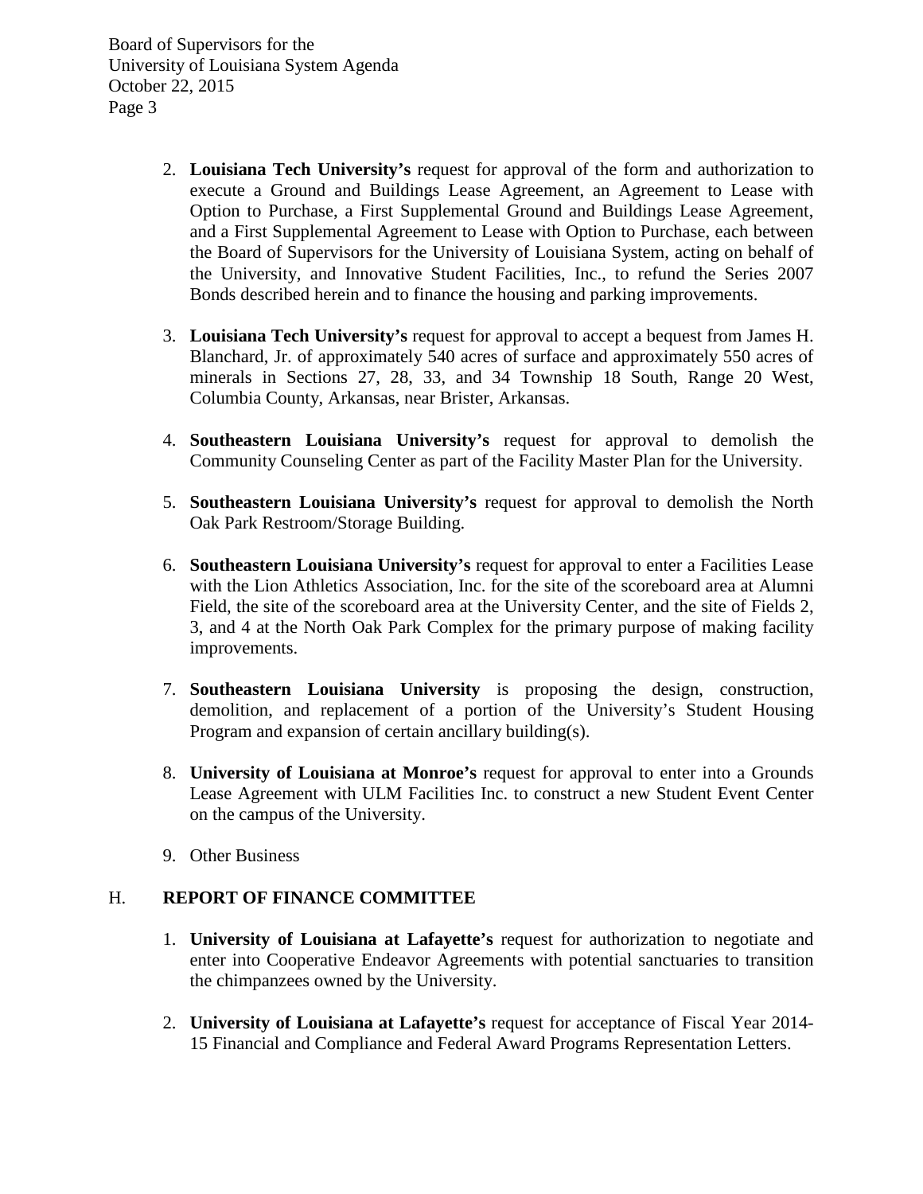2. **Louisiana Tech University's** request for approval of the form and authorization to execute a Ground and Buildings Lease Agreement, an Agreement to Lease with Option to Purchase, a First Supplemental Ground and Buildings Lease Agreement, and a First Supplemental Agreement to Lease with Option to Purchase, each between the Board of Supervisors for the University of Louisiana System, acting on behalf of the University, and Innovative Student Facilities, Inc., to refund the Series 2007 Bonds described herein and to finance the housing and parking improvements.

3. **Louisiana Tech University's** request for approval to accept a bequest from James H. Blanchard, Jr. of approximately 540 acres of surface and approximately 550 acres of minerals in Sections 27, 28, 33, and 34 Township 18 South, Range 20 West, Columbia County, Arkansas, near Brister, Arkansas.

4. **Southeastern Louisiana University's** request for approval to demolish the Community Counseling Center as part of the Facility Master Plan for the University.

5. **Southeastern Louisiana University's** request for approval to demolish the North Oak Park Restroom/Storage Building.

6. **Southeastern Louisiana University's** request for approval to enter a Facilities Lease with the Lion Athletics Association, Inc. for the site of the scoreboard area at Alumni Field, the site of the scoreboard area at the University Center, and the site of Fields 2, 3, and 4 at the North Oak Park Complex for the primary purpose of making facility improvements.

7. **Southeastern Louisiana University** is proposing the design, construction, demolition, and replacement of a portion of the University's Student Housing Program and expansion of certain ancillary building(s).

8. **University of Louisiana at Monroe's** request for approval to enter into a Grounds Lease Agreement with ULM Facilities Inc. to construct a new Student Event Center on the campus of the University.

9. Other Business

H. **REPORT OF FINANCE COMMITTEE**

1. **University of Louisiana at Lafayette's** request for authorization to negotiate and enter into Cooperative Endeavor Agreements with potential sanctuaries to transition the chimpanzees owned by the University.

2. **University of Louisiana at Lafayette's** request for acceptance of Fiscal Year 2014-15 Financial and Compliance and Federal Award Programs Representation Letters.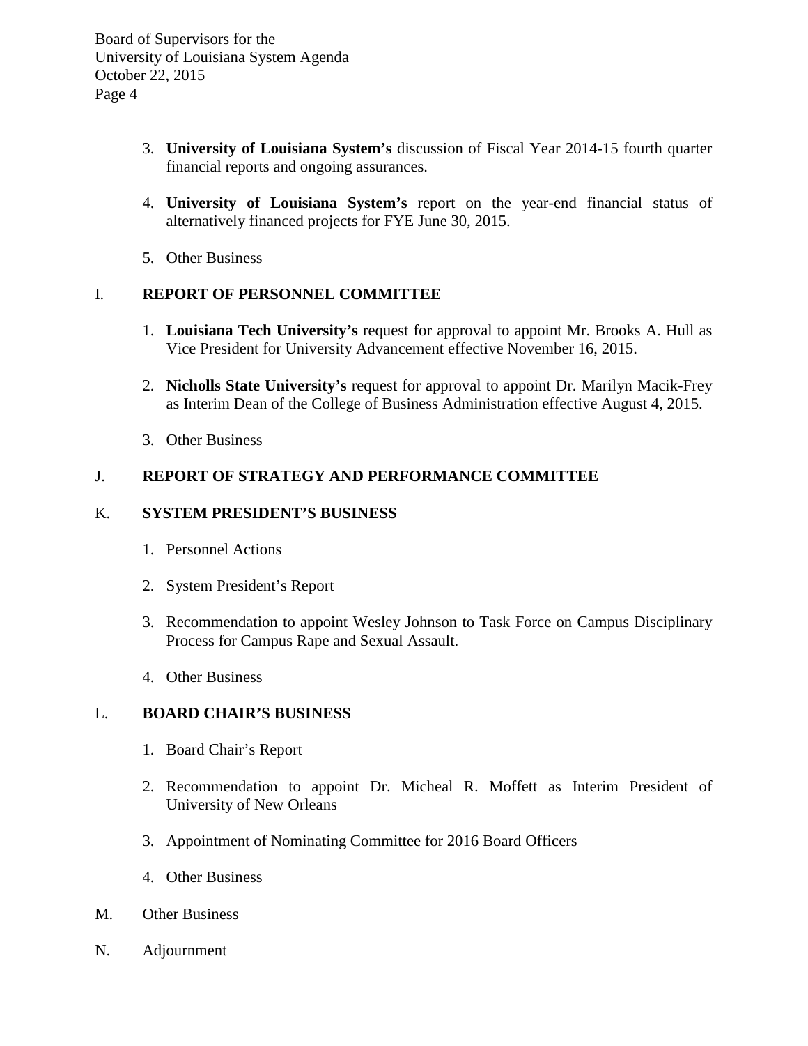3. **University of Louisiana System's** discussion of Fiscal Year 2014-15 fourth quarter financial reports and ongoing assurances.

4. **University of Louisiana System's** report on the year-end financial status of alternatively financed projects for FYE June 30, 2015.

5. Other Business

## I. REPORT OF PERSONNEL COMMITTEE

1. **Louisiana Tech University's** request for approval to appoint Mr. Brooks A. Hull as Vice President for University Advancement effective November 16, 2015.

2. **Nicholls State University's** request for approval to appoint Dr. Marilyn Macik-Frey as Interim Dean of the College of Business Administration effective August 4, 2015.

3. Other Business

## J. REPORT OF STRATEGY AND PERFORMANCE COMMITTEE

## K. SYSTEM PRESIDENT'S BUSINESS

1. Personnel Actions

2. System President's Report

3. Recommendation to appoint Wesley Johnson to Task Force on Campus Disciplinary Process for Campus Rape and Sexual Assault.

4. Other Business

## L. BOARD CHAIR'S BUSINESS

1. Board Chair's Report

2. Recommendation to appoint Dr. Micheal R. Moffett as Interim President of University of New Orleans

3. Appointment of Nominating Committee for 2016 Board Officers

4. Other Business

M. Other Business

N. Adjournment